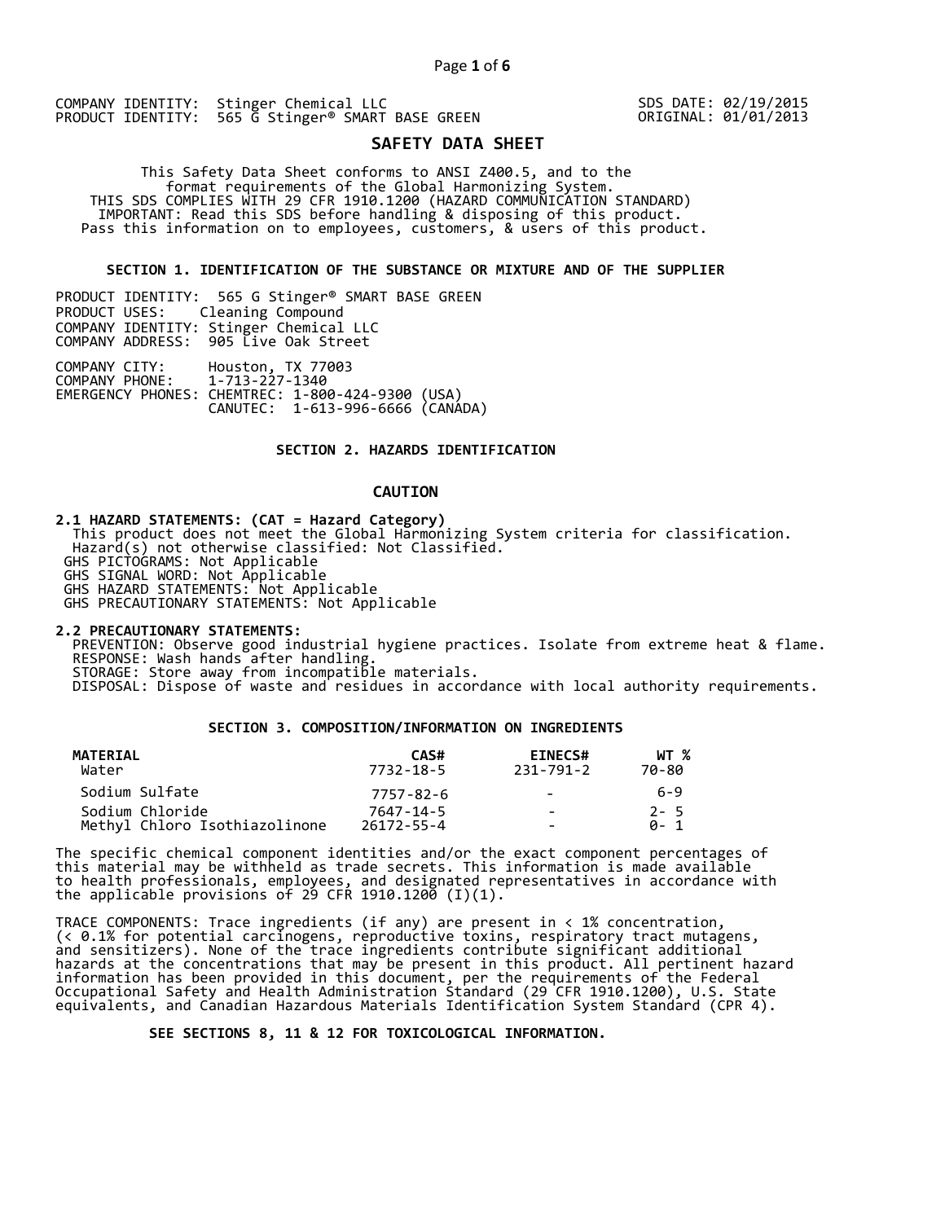COMPANY IDENTITY: Stinger Chemical LLC
PRODUCT IDENTITY: 565 G Stinger® SMART BASE GREEN

SDS DATE: 02/19/2015
ORIGINAL: 01/01/2013

# SAFETY DATA SHEET

This Safety Data Sheet conforms to ANSI Z400.5, and to the format requirements of the Global Harmonizing System.
THIS SDS COMPLIES WITH 29 CFR 1910.1200 (HAZARD COMMUNICATION STANDARD)
IMPORTANT: Read this SDS before handling & disposing of this product.
Pass this information on to employees, customers, & users of this product.

## SECTION 1. IDENTIFICATION OF THE SUBSTANCE OR MIXTURE AND OF THE SUPPLIER

PRODUCT IDENTITY: 565 G Stinger® SMART BASE GREEN
PRODUCT USES: Cleaning Compound
COMPANY IDENTITY: Stinger Chemical LLC
COMPANY ADDRESS: 905 Live Oak Street

COMPANY CITY: Houston, TX 77003
COMPANY PHONE: 1-713-227-1340
EMERGENCY PHONES: CHEMTREC: 1-800-424-9300 (USA)
CANUTEC: 1-613-996-6666 (CANADA)

## SECTION 2. HAZARDS IDENTIFICATION

**CAUTION**

**2.1 HAZARD STATEMENTS: (CAT = Hazard Category)**
This product does not meet the Global Harmonizing System criteria for classification.
Hazard(s) not otherwise classified: Not Classified.
GHS PICTOGRAMS: Not Applicable
GHS SIGNAL WORD: Not Applicable
GHS HAZARD STATEMENTS: Not Applicable
GHS PRECAUTIONARY STATEMENTS: Not Applicable

**2.2 PRECAUTIONARY STATEMENTS:**
PREVENTION: Observe good industrial hygiene practices. Isolate from extreme heat & flame.
RESPONSE: Wash hands after handling.
STORAGE: Store away from incompatible materials.
DISPOSAL: Dispose of waste and residues in accordance with local authority requirements.

## SECTION 3. COMPOSITION/INFORMATION ON INGREDIENTS

| MATERIAL | CAS# | EINECS# | WT % |
|---|---|---|---|
| Water | 7732-18-5 | 231-791-2 | 70-80 |
| Sodium Sulfate | 7757-82-6 | - | 6-9 |
| Sodium Chloride | 7647-14-5 | - | 2- 5 |
| Methyl Chloro Isothiazolinone | 26172-55-4 | - | 0- 1 |

The specific chemical component identities and/or the exact component percentages of this material may be withheld as trade secrets. This information is made available to health professionals, employees, and designated representatives in accordance with the applicable provisions of 29 CFR 1910.1200 (I)(1).

TRACE COMPONENTS: Trace ingredients (if any) are present in < 1% concentration, (< 0.1% for potential carcinogens, reproductive toxins, respiratory tract mutagens, and sensitizers). None of the trace ingredients contribute significant additional hazards at the concentrations that may be present in this product. All pertinent hazard information has been provided in this document, per the requirements of the Federal Occupational Safety and Health Administration Standard (29 CFR 1910.1200), U.S. State equivalents, and Canadian Hazardous Materials Identification System Standard (CPR 4).

**SEE SECTIONS 8, 11 & 12 FOR TOXICOLOGICAL INFORMATION.**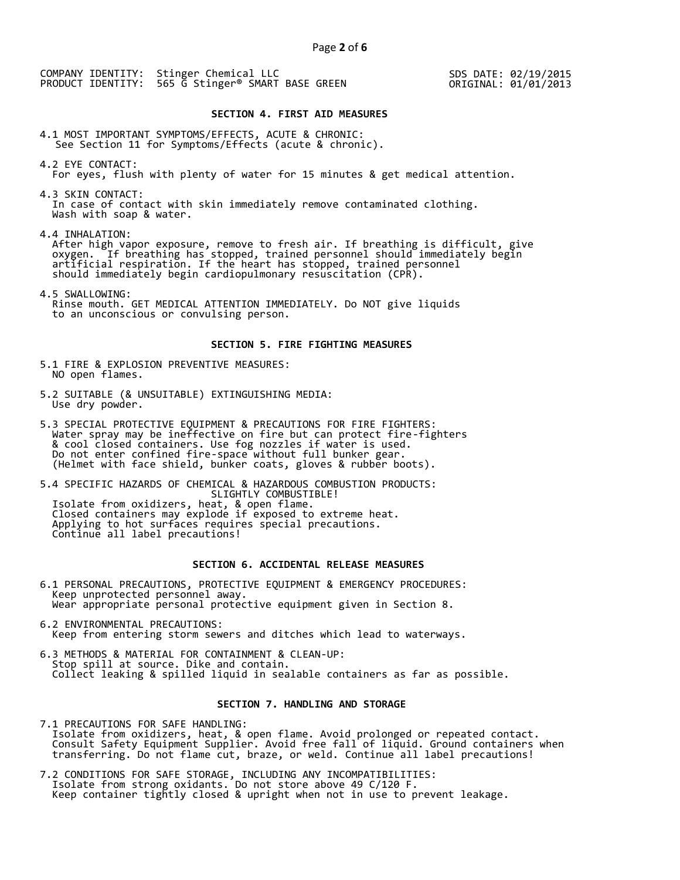COMPANY IDENTITY: Stinger Chemical LLC
PRODUCT IDENTITY: 565 G Stinger® SMART BASE GREEN

SDS DATE: 02/19/2015
ORIGINAL: 01/01/2013

## SECTION 4. FIRST AID MEASURES

4.1 MOST IMPORTANT SYMPTOMS/EFFECTS, ACUTE & CHRONIC:
See Section 11 for Symptoms/Effects (acute & chronic).

4.2 EYE CONTACT:
For eyes, flush with plenty of water for 15 minutes & get medical attention.

4.3 SKIN CONTACT:
In case of contact with skin immediately remove contaminated clothing.
Wash with soap & water.

4.4 INHALATION:
After high vapor exposure, remove to fresh air. If breathing is difficult, give oxygen. If breathing has stopped, trained personnel should immediately begin artificial respiration. If the heart has stopped, trained personnel should immediately begin cardiopulmonary resuscitation (CPR).

4.5 SWALLOWING:
Rinse mouth. GET MEDICAL ATTENTION IMMEDIATELY. Do NOT give liquids to an unconscious or convulsing person.

## SECTION 5. FIRE FIGHTING MEASURES

5.1 FIRE & EXPLOSION PREVENTIVE MEASURES:
NO open flames.

5.2 SUITABLE (& UNSUITABLE) EXTINGUISHING MEDIA:
Use dry powder.

5.3 SPECIAL PROTECTIVE EQUIPMENT & PRECAUTIONS FOR FIRE FIGHTERS:
Water spray may be ineffective on fire but can protect fire-fighters & cool closed containers. Use fog nozzles if water is used.
Do not enter confined fire-space without full bunker gear.
(Helmet with face shield, bunker coats, gloves & rubber boots).

5.4 SPECIFIC HAZARDS OF CHEMICAL & HAZARDOUS COMBUSTION PRODUCTS:
SLIGHTLY COMBUSTIBLE!
Isolate from oxidizers, heat, & open flame.
Closed containers may explode if exposed to extreme heat.
Applying to hot surfaces requires special precautions.
Continue all label precautions!

## SECTION 6. ACCIDENTAL RELEASE MEASURES

6.1 PERSONAL PRECAUTIONS, PROTECTIVE EQUIPMENT & EMERGENCY PROCEDURES:
Keep unprotected personnel away.
Wear appropriate personal protective equipment given in Section 8.

6.2 ENVIRONMENTAL PRECAUTIONS:
Keep from entering storm sewers and ditches which lead to waterways.

6.3 METHODS & MATERIAL FOR CONTAINMENT & CLEAN-UP:
Stop spill at source. Dike and contain.
Collect leaking & spilled liquid in sealable containers as far as possible.

## SECTION 7. HANDLING AND STORAGE

7.1 PRECAUTIONS FOR SAFE HANDLING:
Isolate from oxidizers, heat, & open flame. Avoid prolonged or repeated contact.
Consult Safety Equipment Supplier. Avoid free fall of liquid. Ground containers when transferring. Do not flame cut, braze, or weld. Continue all label precautions!

7.2 CONDITIONS FOR SAFE STORAGE, INCLUDING ANY INCOMPATIBILITIES:
Isolate from strong oxidants. Do not store above 49 C/120 F.
Keep container tightly closed & upright when not in use to prevent leakage.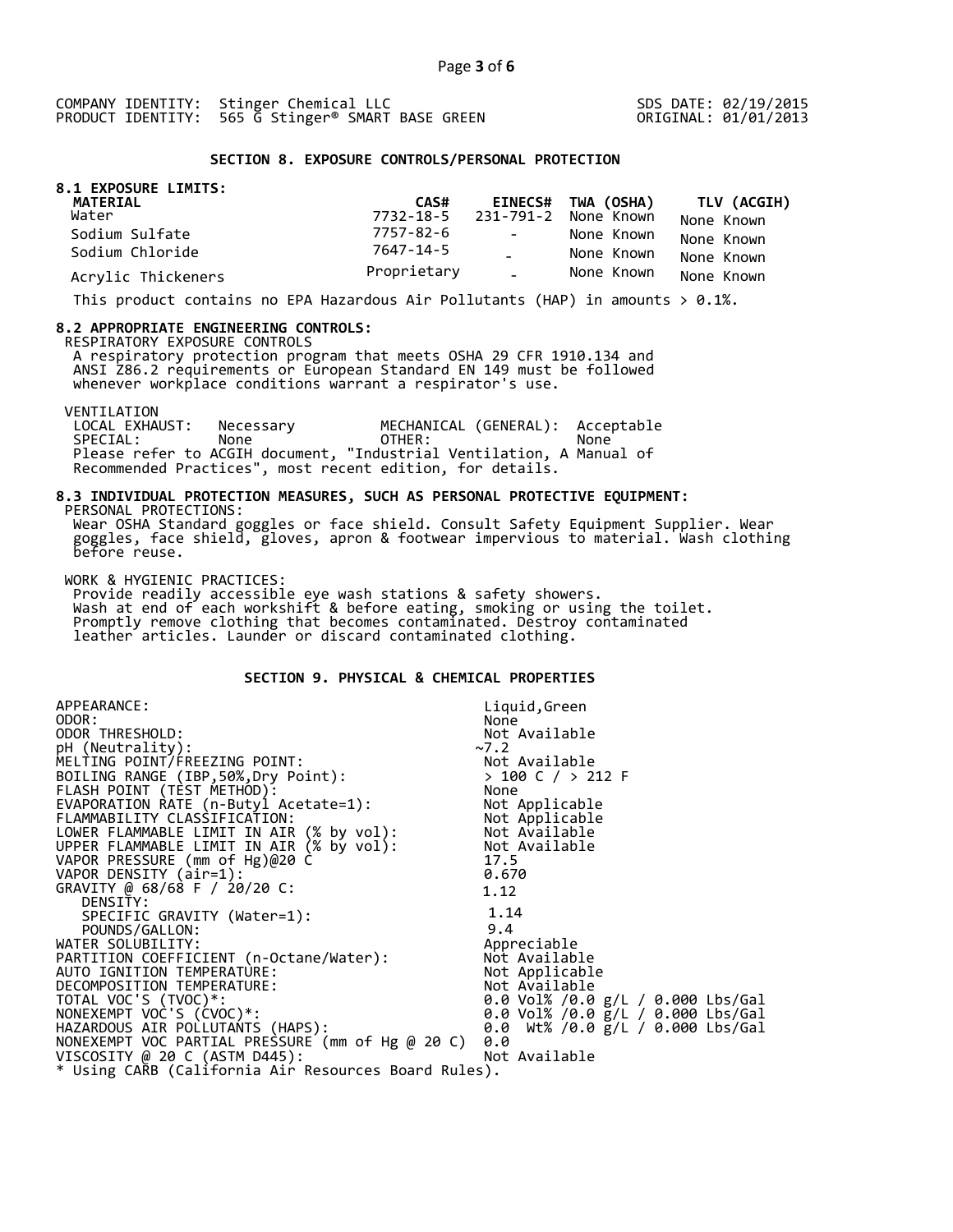COMPANY IDENTITY: Stinger Chemical LLC SDS DATE: 02/19/2015
PRODUCT IDENTITY: 565 G Stinger® SMART BASE GREEN ORIGINAL: 01/01/2013

## SECTION 8. EXPOSURE CONTROLS/PERSONAL PROTECTION

### 8.1 EXPOSURE LIMITS:

| MATERIAL | CAS# | EINECS# | TWA (OSHA) | TLV (ACGIH) |
|---|---|---|---|---|
| Water | 7732-18-5 | 231-791-2 | None Known | None Known |
| Sodium Sulfate | 7757-82-6 | - | None Known | None Known |
| Sodium Chloride | 7647-14-5 | - | None Known | None Known |
| Acrylic Thickeners | Proprietary | - | None Known | None Known |

This product contains no EPA Hazardous Air Pollutants (HAP) in amounts > 0.1%.

### 8.2 APPROPRIATE ENGINEERING CONTROLS:

RESPIRATORY EXPOSURE CONTROLS
A respiratory protection program that meets OSHA 29 CFR 1910.134 and ANSI Z86.2 requirements or European Standard EN 149 must be followed whenever workplace conditions warrant a respirator's use.

VENTILATION
LOCAL EXHAUST: Necessary MECHANICAL (GENERAL): Acceptable
SPECIAL: None OTHER: None
Please refer to ACGIH document, "Industrial Ventilation, A Manual of Recommended Practices", most recent edition, for details.

### 8.3 INDIVIDUAL PROTECTION MEASURES, SUCH AS PERSONAL PROTECTIVE EQUIPMENT:

PERSONAL PROTECTIONS:
Wear OSHA Standard goggles or face shield. Consult Safety Equipment Supplier. Wear goggles, face shield, gloves, apron & footwear impervious to material. Wash clothing before reuse.

WORK & HYGIENIC PRACTICES:
Provide readily accessible eye wash stations & safety showers.
Wash at end of each workshift & before eating, smoking or using the toilet.
Promptly remove clothing that becomes contaminated. Destroy contaminated leather articles. Launder or discard contaminated clothing.

## SECTION 9. PHYSICAL & CHEMICAL PROPERTIES

| | |
|---|---|
| APPEARANCE: | Liquid,Green |
| ODOR: | None |
| ODOR THRESHOLD: | Not Available |
| pH (Neutrality): | ~7.2 |
| MELTING POINT/FREEZING POINT: | Not Available |
| BOILING RANGE (IBP,50%,Dry Point): | > 100 C / > 212 F |
| FLASH POINT (TEST METHOD): | None |
| EVAPORATION RATE (n-Butyl Acetate=1): | Not Applicable |
| FLAMMABILITY CLASSIFICATION: | Not Applicable |
| LOWER FLAMMABLE LIMIT IN AIR (% by vol): | Not Available |
| UPPER FLAMMABLE LIMIT IN AIR (% by vol): | Not Available |
| VAPOR PRESSURE (mm of Hg)@20 C | 17.5 |
| VAPOR DENSITY (air=1): | 0.670 |
| GRAVITY @ 68/68 F / 20/20 C: | 1.12 |
| DENSITY: | |
| SPECIFIC GRAVITY (Water=1): | 1.14 |
| POUNDS/GALLON: | 9.4 |
| WATER SOLUBILITY: | Appreciable |
| PARTITION COEFFICIENT (n-Octane/Water): | Not Available |
| AUTO IGNITION TEMPERATURE: | Not Applicable |
| DECOMPOSITION TEMPERATURE: | Not Available |
| TOTAL VOC'S (TVOC)*: | 0.0 Vol% /0.0 g/L / 0.000 Lbs/Gal |
| NONEXEMPT VOC'S (CVOC)*: | 0.0 Vol% /0.0 g/L / 0.000 Lbs/Gal |
| HAZARDOUS AIR POLLUTANTS (HAPS): | 0.0 Wt% /0.0 g/L / 0.000 Lbs/Gal |
| NONEXEMPT VOC PARTIAL PRESSURE (mm of Hg @ 20 C) | 0.0 |
| VISCOSITY @ 20 C (ASTM D445): | Not Available |

* Using CARB (California Air Resources Board Rules).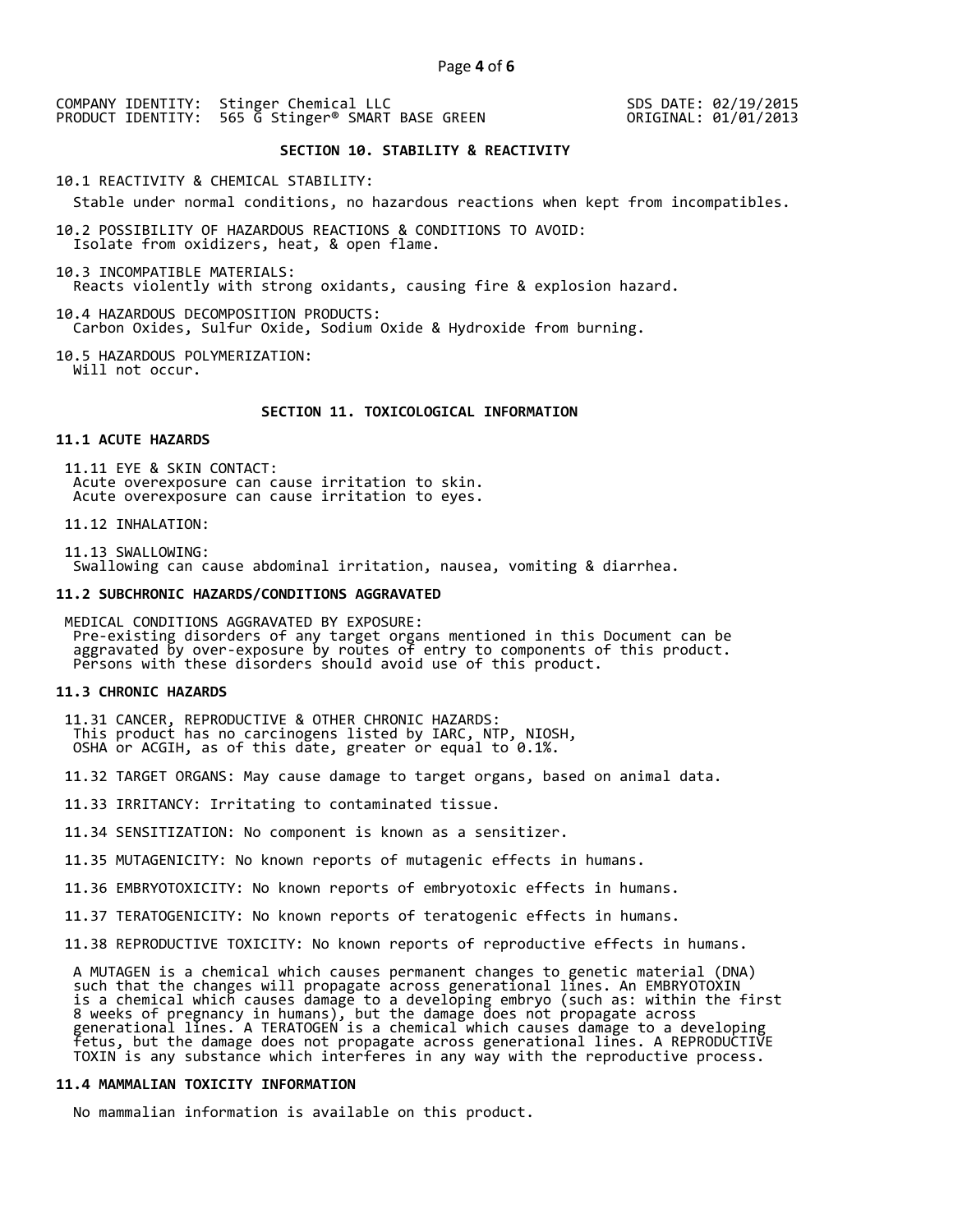COMPANY IDENTITY: Stinger Chemical LLC
PRODUCT IDENTITY: 565 G Stinger® SMART BASE GREEN

SDS DATE: 02/19/2015
ORIGINAL: 01/01/2013

## SECTION 10. STABILITY & REACTIVITY

10.1 REACTIVITY & CHEMICAL STABILITY:
Stable under normal conditions, no hazardous reactions when kept from incompatibles.

10.2 POSSIBILITY OF HAZARDOUS REACTIONS & CONDITIONS TO AVOID:
Isolate from oxidizers, heat, & open flame.

10.3 INCOMPATIBLE MATERIALS:
Reacts violently with strong oxidants, causing fire & explosion hazard.

10.4 HAZARDOUS DECOMPOSITION PRODUCTS:
Carbon Oxides, Sulfur Oxide, Sodium Oxide & Hydroxide from burning.

10.5 HAZARDOUS POLYMERIZATION:
Will not occur.

## SECTION 11. TOXICOLOGICAL INFORMATION

### 11.1 ACUTE HAZARDS

11.11 EYE & SKIN CONTACT:
Acute overexposure can cause irritation to skin.
Acute overexposure can cause irritation to eyes.

11.12 INHALATION:

11.13 SWALLOWING:
Swallowing can cause abdominal irritation, nausea, vomiting & diarrhea.

### 11.2 SUBCHRONIC HAZARDS/CONDITIONS AGGRAVATED

MEDICAL CONDITIONS AGGRAVATED BY EXPOSURE:
Pre-existing disorders of any target organs mentioned in this Document can be aggravated by over-exposure by routes of entry to components of this product. Persons with these disorders should avoid use of this product.

### 11.3 CHRONIC HAZARDS

11.31 CANCER, REPRODUCTIVE & OTHER CHRONIC HAZARDS:
This product has no carcinogens listed by IARC, NTP, NIOSH, OSHA or ACGIH, as of this date, greater or equal to 0.1%.

11.32 TARGET ORGANS: May cause damage to target organs, based on animal data.

11.33 IRRITANCY: Irritating to contaminated tissue.

11.34 SENSITIZATION: No component is known as a sensitizer.

11.35 MUTAGENICITY: No known reports of mutagenic effects in humans.

11.36 EMBRYOTOXICITY: No known reports of embryotoxic effects in humans.

11.37 TERATOGENICITY: No known reports of teratogenic effects in humans.

11.38 REPRODUCTIVE TOXICITY: No known reports of reproductive effects in humans.

A MUTAGEN is a chemical which causes permanent changes to genetic material (DNA) such that the changes will propagate across generational lines. An EMBRYOTOXIN is a chemical which causes damage to a developing embryo (such as: within the first 8 weeks of pregnancy in humans), but the damage does not propagate across generational lines. A TERATOGEN is a chemical which causes damage to a developing fetus, but the damage does not propagate across generational lines. A REPRODUCTIVE TOXIN is any substance which interferes in any way with the reproductive process.

### 11.4 MAMMALIAN TOXICITY INFORMATION

No mammalian information is available on this product.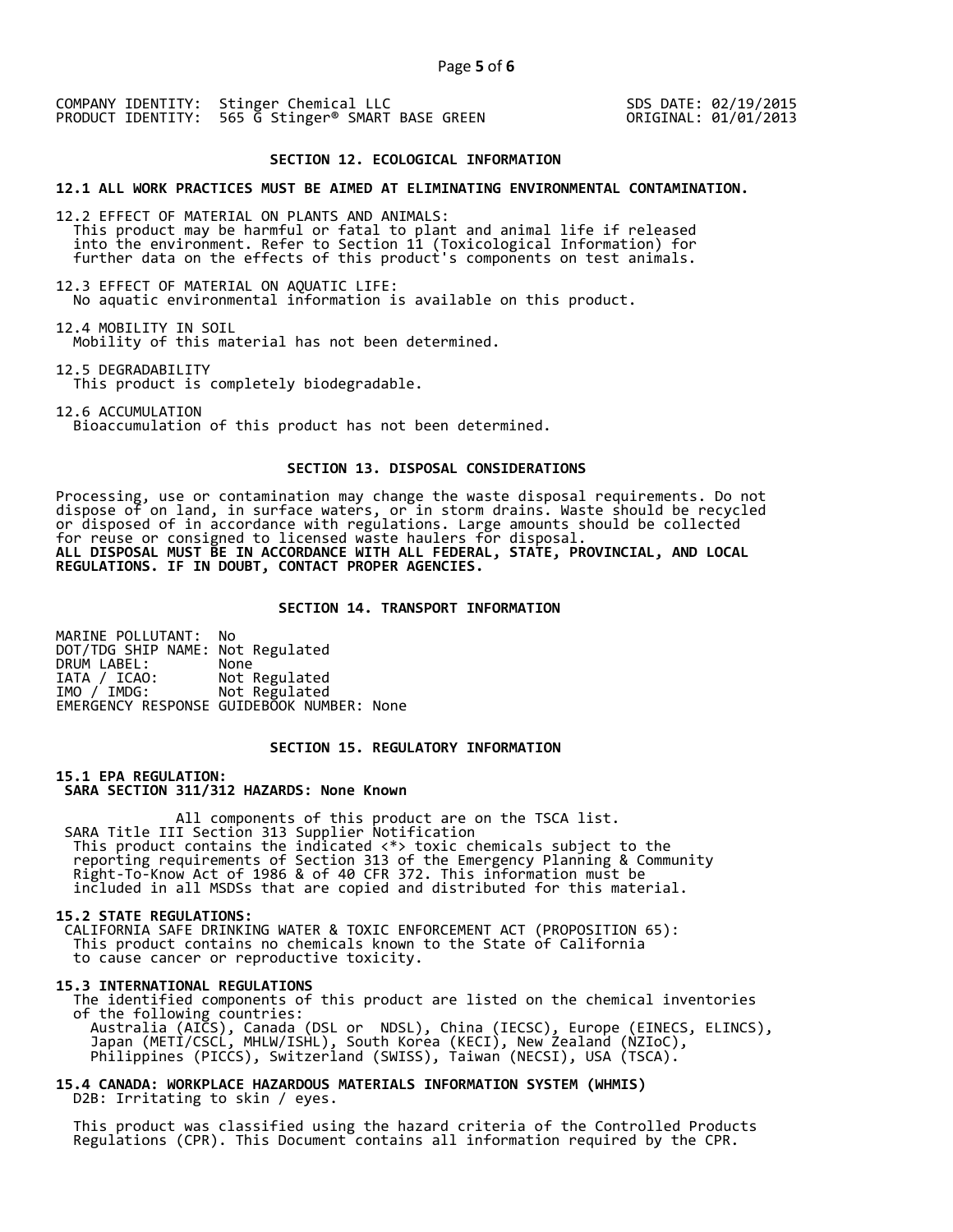COMPANY IDENTITY: Stinger Chemical LLC
PRODUCT IDENTITY: 565 G Stinger® SMART BASE GREEN

SDS DATE: 02/19/2015
ORIGINAL: 01/01/2013

## SECTION 12. ECOLOGICAL INFORMATION

**12.1 ALL WORK PRACTICES MUST BE AIMED AT ELIMINATING ENVIRONMENTAL CONTAMINATION.**

12.2 EFFECT OF MATERIAL ON PLANTS AND ANIMALS:
This product may be harmful or fatal to plant and animal life if released into the environment. Refer to Section 11 (Toxicological Information) for further data on the effects of this product's components on test animals.

12.3 EFFECT OF MATERIAL ON AQUATIC LIFE:
No aquatic environmental information is available on this product.

12.4 MOBILITY IN SOIL
Mobility of this material has not been determined.

12.5 DEGRADABILITY
This product is completely biodegradable.

12.6 ACCUMULATION
Bioaccumulation of this product has not been determined.

## SECTION 13. DISPOSAL CONSIDERATIONS

Processing, use or contamination may change the waste disposal requirements. Do not dispose of on land, in surface waters, or in storm drains. Waste should be recycled or disposed of in accordance with regulations. Large amounts should be collected for reuse or consigned to licensed waste haulers for disposal.
**ALL DISPOSAL MUST BE IN ACCORDANCE WITH ALL FEDERAL, STATE, PROVINCIAL, AND LOCAL REGULATIONS. IF IN DOUBT, CONTACT PROPER AGENCIES.**

## SECTION 14. TRANSPORT INFORMATION

MARINE POLLUTANT: No
DOT/TDG SHIP NAME: Not Regulated
DRUM LABEL: None
IATA / ICAO: Not Regulated
IMO / IMDG: Not Regulated
EMERGENCY RESPONSE GUIDEBOOK NUMBER: None

## SECTION 15. REGULATORY INFORMATION

**15.1 EPA REGULATION:**
**SARA SECTION 311/312 HAZARDS: None Known**

All components of this product are on the TSCA list.
SARA Title III Section 313 Supplier Notification
This product contains the indicated <*> toxic chemicals subject to the reporting requirements of Section 313 of the Emergency Planning & Community Right-To-Know Act of 1986 & of 40 CFR 372. This information must be included in all MSDSs that are copied and distributed for this material.

**15.2 STATE REGULATIONS:**
CALIFORNIA SAFE DRINKING WATER & TOXIC ENFORCEMENT ACT (PROPOSITION 65):
This product contains no chemicals known to the State of California to cause cancer or reproductive toxicity.

**15.3 INTERNATIONAL REGULATIONS**
The identified components of this product are listed on the chemical inventories of the following countries:
Australia (AICS), Canada (DSL or NDSL), China (IECSC), Europe (EINECS, ELINCS), Japan (METI/CSCL, MHLW/ISHL), South Korea (KECI), New Zealand (NZIoC), Philippines (PICCS), Switzerland (SWISS), Taiwan (NECSI), USA (TSCA).

**15.4 CANADA: WORKPLACE HAZARDOUS MATERIALS INFORMATION SYSTEM (WHMIS)**
D2B: Irritating to skin / eyes.

This product was classified using the hazard criteria of the Controlled Products Regulations (CPR). This Document contains all information required by the CPR.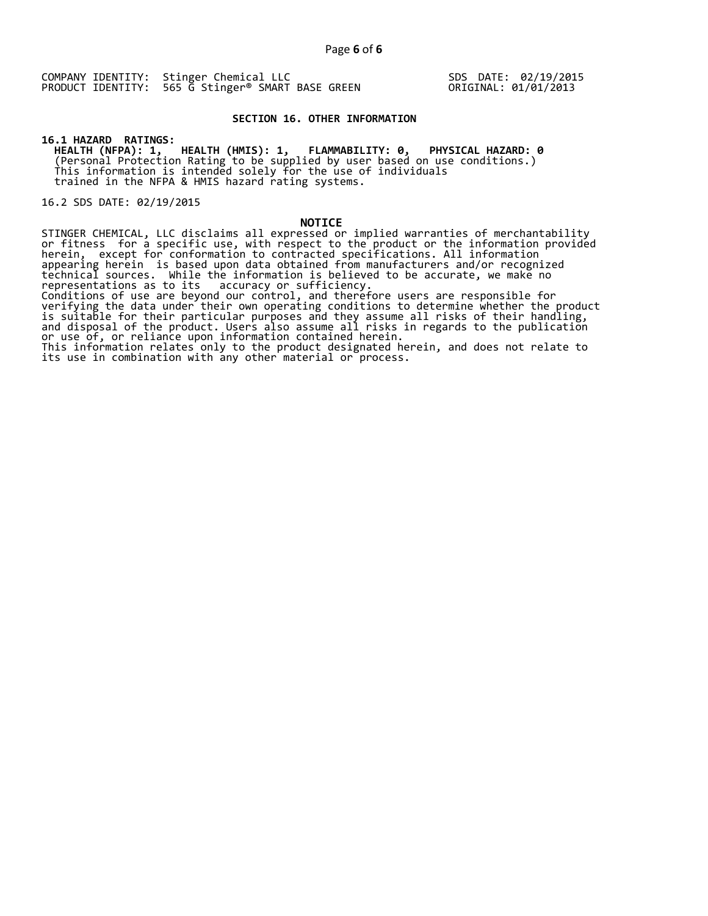## SECTION 16. OTHER INFORMATION

**16.1 HAZARD RATINGS:**

**HEALTH (NFPA): 1, HEALTH (HMIS): 1, FLAMMABILITY: 0, PHYSICAL HAZARD: 0**

(Personal Protection Rating to be supplied by user based on use conditions.)
This information is intended solely for the use of individuals trained in the NFPA & HMIS hazard rating systems.

16.2 SDS DATE: 02/19/2015

**NOTICE**

STINGER CHEMICAL, LLC disclaims all expressed or implied warranties of merchantability or fitness for a specific use, with respect to the product or the information provided herein, except for conformation to contracted specifications. All information appearing herein is based upon data obtained from manufacturers and/or recognized technical sources. While the information is believed to be accurate, we make no representations as to its accuracy or sufficiency.
Conditions of use are beyond our control, and therefore users are responsible for verifying the data under their own operating conditions to determine whether the product is suitable for their particular purposes and they assume all risks of their handling, and disposal of the product. Users also assume all risks in regards to the publication or use of, or reliance upon information contained herein.
This information relates only to the product designated herein, and does not relate to its use in combination with any other material or process.